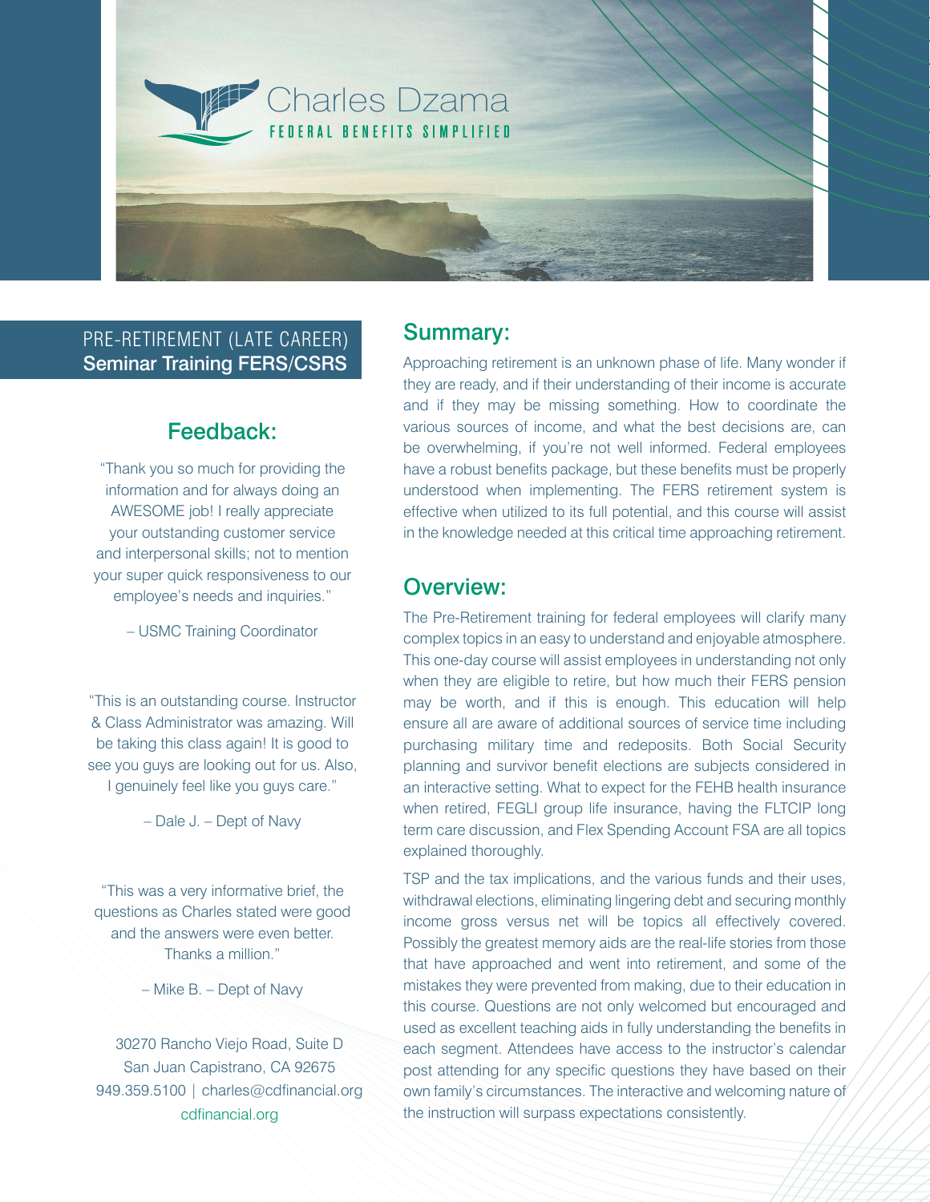# Charles Dzama

FEDERAL BENEFITS SIMPLIFIED

PRE-RETIREMENT (LATE CAREER)
**Seminar Training FERS/CSRS**

## Summary:

Approaching retirement is an unknown phase of life. Many wonder if they are ready, and if their understanding of their income is accurate and if they may be missing something. How to coordinate the various sources of income, and what the best decisions are, can be overwhelming, if you're not well informed. Federal employees have a robust benefits package, but these benefits must be properly understood when implementing. The FERS retirement system is effective when utilized to its full potential, and this course will assist in the knowledge needed at this critical time approaching retirement.

## Overview:

The Pre-Retirement training for federal employees will clarify many complex topics in an easy to understand and enjoyable atmosphere. This one-day course will assist employees in understanding not only when they are eligible to retire, but how much their FERS pension may be worth, and if this is enough. This education will help ensure all are aware of additional sources of service time including purchasing military time and redeposits. Both Social Security planning and survivor benefit elections are subjects considered in an interactive setting. What to expect for the FEHB health insurance when retired, FEGLI group life insurance, having the FLTCIP long term care discussion, and Flex Spending Account FSA are all topics explained thoroughly.

TSP and the tax implications, and the various funds and their uses, withdrawal elections, eliminating lingering debt and securing monthly income gross versus net will be topics all effectively covered. Possibly the greatest memory aids are the real-life stories from those that have approached and went into retirement, and some of the mistakes they were prevented from making, due to their education in this course. Questions are not only welcomed but encouraged and used as excellent teaching aids in fully understanding the benefits in each segment. Attendees have access to the instructor's calendar post attending for any specific questions they have based on their own family's circumstances. The interactive and welcoming nature of the instruction will surpass expectations consistently.

## Feedback:

"Thank you so much for providing the information and for always doing an AWESOME job! I really appreciate your outstanding customer service and interpersonal skills; not to mention your super quick responsiveness to our employee's needs and inquiries."

– USMC Training Coordinator

"This is an outstanding course. Instructor & Class Administrator was amazing. Will be taking this class again! It is good to see you guys are looking out for us. Also, I genuinely feel like you guys care."

– Dale J. – Dept of Navy

"This was a very informative brief, the questions as Charles stated were good and the answers were even better. Thanks a million."

– Mike B. – Dept of Navy

30270 Rancho Viejo Road, Suite D
San Juan Capistrano, CA 92675
949.359.5100 | charles@cdfinancial.org
cdfinancial.org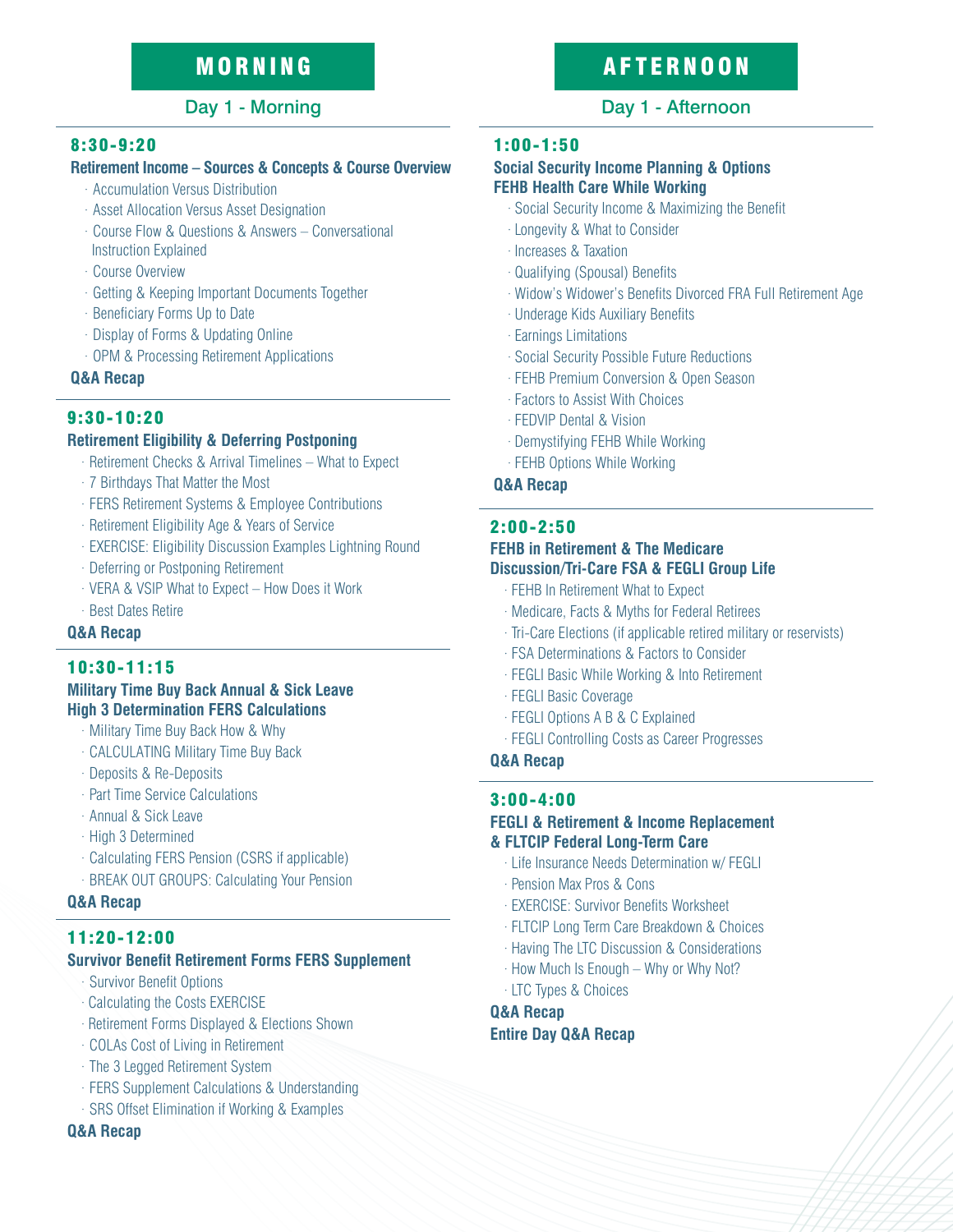# MORNING

## Day 1 - Morning

### 8:30-9:20

**Retirement Income – Sources & Concepts & Course Overview**

- Accumulation Versus Distribution
- Asset Allocation Versus Asset Designation
- Course Flow & Questions & Answers – Conversational Instruction Explained
- Course Overview
- Getting & Keeping Important Documents Together
- Beneficiary Forms Up to Date
- Display of Forms & Updating Online
- OPM & Processing Retirement Applications

**Q&A Recap**

### 9:30-10:20

**Retirement Eligibility & Deferring Postponing**

- Retirement Checks & Arrival Timelines – What to Expect
- 7 Birthdays That Matter the Most
- FERS Retirement Systems & Employee Contributions
- Retirement Eligibility Age & Years of Service
- EXERCISE: Eligibility Discussion Examples Lightning Round
- Deferring or Postponing Retirement
- VERA & VSIP What to Expect – How Does it Work
- Best Dates Retire

**Q&A Recap**

### 10:30-11:15

**Military Time Buy Back Annual & Sick Leave High 3 Determination FERS Calculations**

- Military Time Buy Back How & Why
- CALCULATING Military Time Buy Back
- Deposits & Re-Deposits
- Part Time Service Calculations
- Annual & Sick Leave
- High 3 Determined
- Calculating FERS Pension (CSRS if applicable)
- BREAK OUT GROUPS: Calculating Your Pension

**Q&A Recap**

### 11:20-12:00

**Survivor Benefit Retirement Forms FERS Supplement**

- Survivor Benefit Options
- Calculating the Costs EXERCISE
- Retirement Forms Displayed & Elections Shown
- COLAs Cost of Living in Retirement
- The 3 Legged Retirement System
- FERS Supplement Calculations & Understanding
- SRS Offset Elimination if Working & Examples

**Q&A Recap**

# AFTERNOON

## Day 1 - Afternoon

### 1:00-1:50

**Social Security Income Planning & Options FEHB Health Care While Working**

- Social Security Income & Maximizing the Benefit
- Longevity & What to Consider
- Increases & Taxation
- Qualifying (Spousal) Benefits
- Widow's Widower's Benefits Divorced FRA Full Retirement Age
- Underage Kids Auxiliary Benefits
- Earnings Limitations
- Social Security Possible Future Reductions
- FEHB Premium Conversion & Open Season
- Factors to Assist With Choices
- FEDVIP Dental & Vision
- Demystifying FEHB While Working
- FEHB Options While Working

**Q&A Recap**

### 2:00-2:50

**FEHB in Retirement & The Medicare Discussion/Tri-Care FSA & FEGLI Group Life**

- FEHB In Retirement What to Expect
- Medicare, Facts & Myths for Federal Retirees
- Tri-Care Elections (if applicable retired military or reservists)
- FSA Determinations & Factors to Consider
- FEGLI Basic While Working & Into Retirement
- FEGLI Basic Coverage
- FEGLI Options A B & C Explained
- FEGLI Controlling Costs as Career Progresses

**Q&A Recap**

### 3:00-4:00

**FEGLI & Retirement & Income Replacement & FLTCIP Federal Long-Term Care**

- Life Insurance Needs Determination w/ FEGLI
- Pension Max Pros & Cons
- EXERCISE: Survivor Benefits Worksheet
- FLTCIP Long Term Care Breakdown & Choices
- Having The LTC Discussion & Considerations
- How Much Is Enough – Why or Why Not?
- LTC Types & Choices

**Q&A Recap**

**Entire Day Q&A Recap**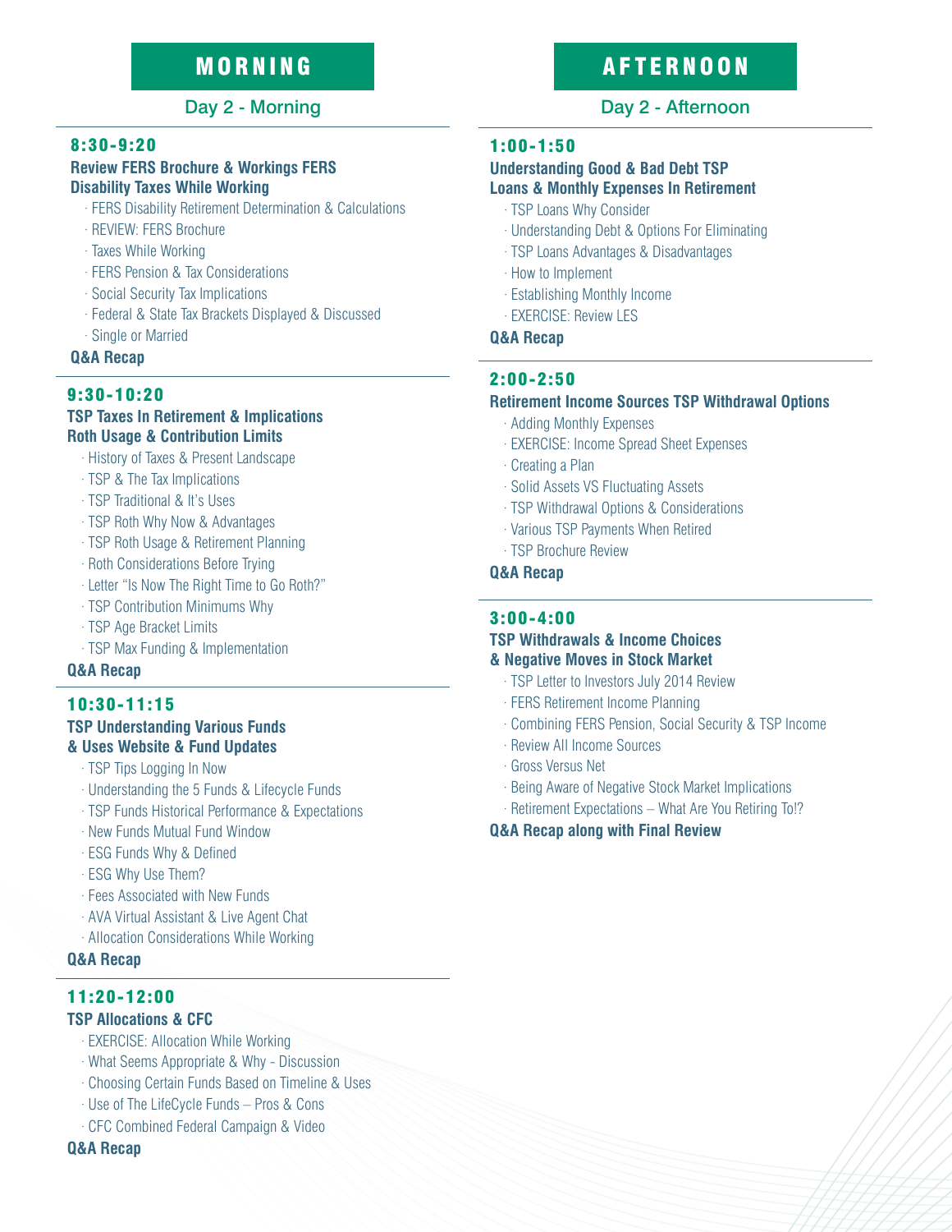## MORNING

### Day 2 - Morning

#### 8:30-9:20

**Review FERS Brochure & Workings FERS Disability Taxes While Working**

- FERS Disability Retirement Determination & Calculations
- REVIEW: FERS Brochure
- Taxes While Working
- FERS Pension & Tax Considerations
- Social Security Tax Implications
- Federal & State Tax Brackets Displayed & Discussed
- Single or Married

**Q&A Recap**

#### 9:30-10:20

**TSP Taxes In Retirement & Implications Roth Usage & Contribution Limits**

- History of Taxes & Present Landscape
- TSP & The Tax Implications
- TSP Traditional & It's Uses
- TSP Roth Why Now & Advantages
- TSP Roth Usage & Retirement Planning
- Roth Considerations Before Trying
- Letter "Is Now The Right Time to Go Roth?"
- TSP Contribution Minimums Why
- TSP Age Bracket Limits
- TSP Max Funding & Implementation

**Q&A Recap**

#### 10:30-11:15

**TSP Understanding Various Funds & Uses Website & Fund Updates**

- TSP Tips Logging In Now
- Understanding the 5 Funds & Lifecycle Funds
- TSP Funds Historical Performance & Expectations
- New Funds Mutual Fund Window
- ESG Funds Why & Defined
- ESG Why Use Them?
- Fees Associated with New Funds
- AVA Virtual Assistant & Live Agent Chat
- Allocation Considerations While Working

**Q&A Recap**

#### 11:20-12:00

**TSP Allocations & CFC**

- EXERCISE: Allocation While Working
- What Seems Appropriate & Why - Discussion
- Choosing Certain Funds Based on Timeline & Uses
- Use of The LifeCycle Funds – Pros & Cons
- CFC Combined Federal Campaign & Video

**Q&A Recap**

## AFTERNOON

### Day 2 - Afternoon

#### 1:00-1:50

**Understanding Good & Bad Debt TSP Loans & Monthly Expenses In Retirement**

- TSP Loans Why Consider
- Understanding Debt & Options For Eliminating
- TSP Loans Advantages & Disadvantages
- How to Implement
- Establishing Monthly Income
- EXERCISE: Review LES

**Q&A Recap**

#### 2:00-2:50

**Retirement Income Sources TSP Withdrawal Options**

- Adding Monthly Expenses
- EXERCISE: Income Spread Sheet Expenses
- Creating a Plan
- Solid Assets VS Fluctuating Assets
- TSP Withdrawal Options & Considerations
- Various TSP Payments When Retired
- TSP Brochure Review

**Q&A Recap**

#### 3:00-4:00

**TSP Withdrawals & Income Choices & Negative Moves in Stock Market**

- TSP Letter to Investors July 2014 Review
- FERS Retirement Income Planning
- Combining FERS Pension, Social Security & TSP Income
- Review All Income Sources
- Gross Versus Net
- Being Aware of Negative Stock Market Implications
- Retirement Expectations – What Are You Retiring To!?

**Q&A Recap along with Final Review**